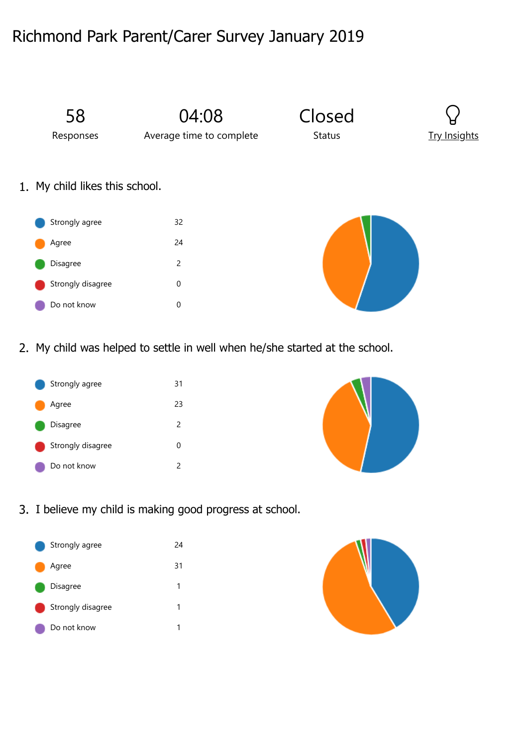# Richmond Park Parent/Carer Survey January 2019

| 58 | 04:08 | Closed | |
|---|---|---|---|
| Responses | Average time to complete | Status | Try Insights |

## 1. My child likes this school.

| Response | Count |
|---|---|
| Strongly agree | 32 |
| Agree | 24 |
| Disagree | 2 |
| Strongly disagree | 0 |
| Do not know | 0 |

## 2. My child was helped to settle in well when he/she started at the school.

| Response | Count |
|---|---|
| Strongly agree | 31 |
| Agree | 23 |
| Disagree | 2 |
| Strongly disagree | 0 |
| Do not know | 2 |

## 3. I believe my child is making good progress at school.

| Response | Count |
|---|---|
| Strongly agree | 24 |
| Agree | 31 |
| Disagree | 1 |
| Strongly disagree | 1 |
| Do not know | 1 |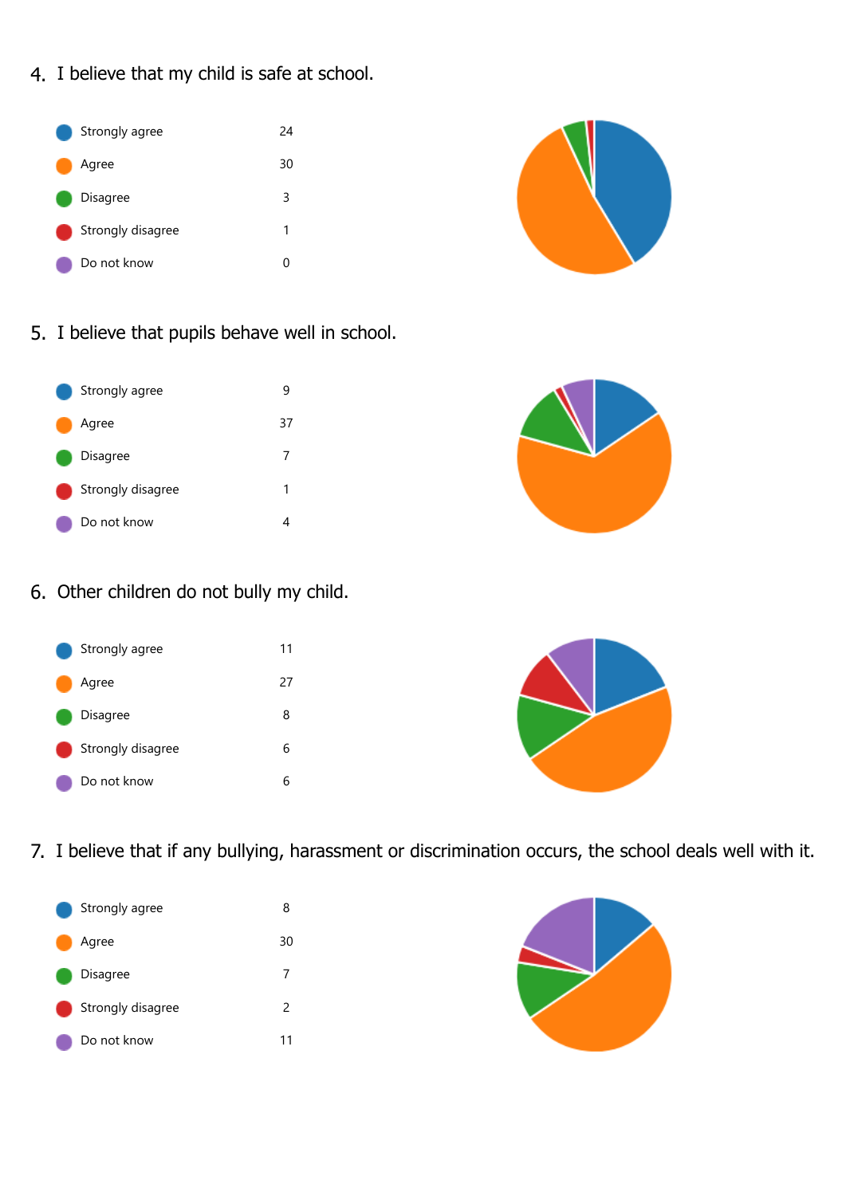## 4. I believe that my child is safe at school.

| Response | Count |
| --- | --- |
| Strongly agree | 24 |
| Agree | 30 |
| Disagree | 3 |
| Strongly disagree | 1 |
| Do not know | 0 |

## 5. I believe that pupils behave well in school.

| Response | Count |
| --- | --- |
| Strongly agree | 9 |
| Agree | 37 |
| Disagree | 7 |
| Strongly disagree | 1 |
| Do not know | 4 |

## 6. Other children do not bully my child.

| Response | Count |
| --- | --- |
| Strongly agree | 11 |
| Agree | 27 |
| Disagree | 8 |
| Strongly disagree | 6 |
| Do not know | 6 |

## 7. I believe that if any bullying, harassment or discrimination occurs, the school deals well with it.

| Response | Count |
| --- | --- |
| Strongly agree | 8 |
| Agree | 30 |
| Disagree | 7 |
| Strongly disagree | 2 |
| Do not know | 11 |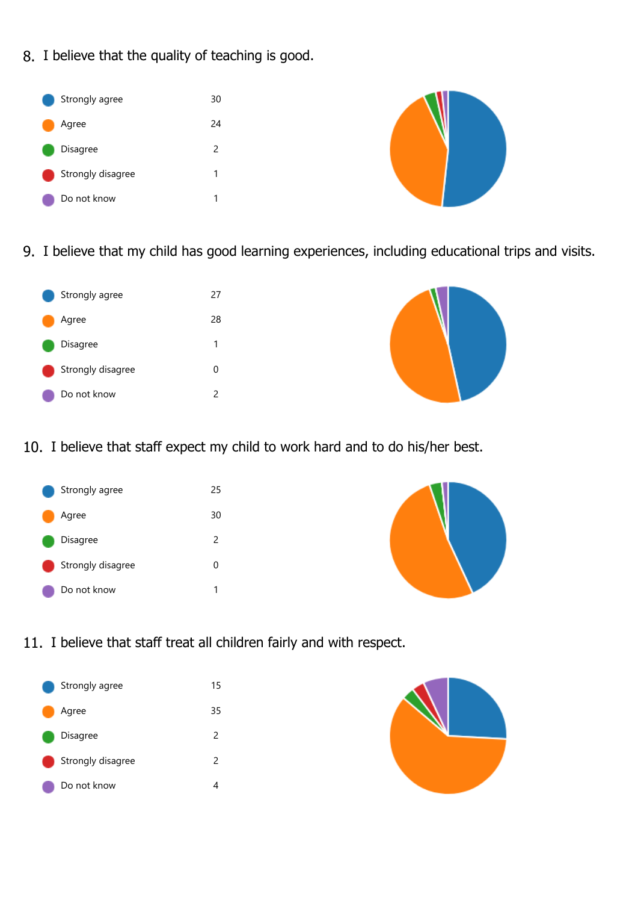## 8. I believe that the quality of teaching is good.

| Response | Count |
|---|---|
| Strongly agree | 30 |
| Agree | 24 |
| Disagree | 2 |
| Strongly disagree | 1 |
| Do not know | 1 |

## 9. I believe that my child has good learning experiences, including educational trips and visits.

| Response | Count |
|---|---|
| Strongly agree | 27 |
| Agree | 28 |
| Disagree | 1 |
| Strongly disagree | 0 |
| Do not know | 2 |

## 10. I believe that staff expect my child to work hard and to do his/her best.

| Response | Count |
|---|---|
| Strongly agree | 25 |
| Agree | 30 |
| Disagree | 2 |
| Strongly disagree | 0 |
| Do not know | 1 |

## 11. I believe that staff treat all children fairly and with respect.

| Response | Count |
|---|---|
| Strongly agree | 15 |
| Agree | 35 |
| Disagree | 2 |
| Strongly disagree | 2 |
| Do not know | 4 |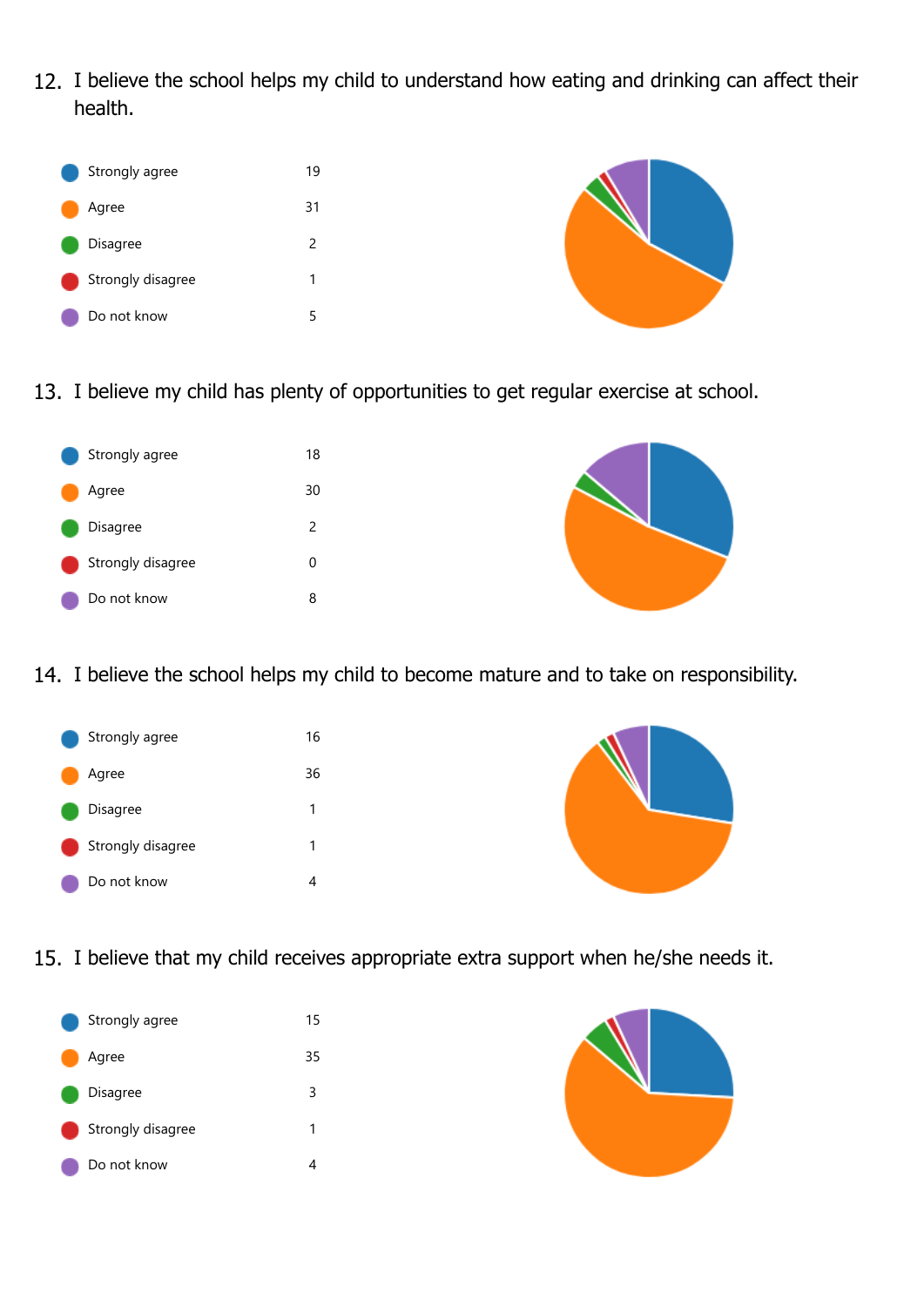12. I believe the school helps my child to understand how eating and drinking can affect their health.

| Response | Count |
| --- | --- |
| Strongly agree | 19 |
| Agree | 31 |
| Disagree | 2 |
| Strongly disagree | 1 |
| Do not know | 5 |

13. I believe my child has plenty of opportunities to get regular exercise at school.

| Response | Count |
| --- | --- |
| Strongly agree | 18 |
| Agree | 30 |
| Disagree | 2 |
| Strongly disagree | 0 |
| Do not know | 8 |

14. I believe the school helps my child to become mature and to take on responsibility.

| Response | Count |
| --- | --- |
| Strongly agree | 16 |
| Agree | 36 |
| Disagree | 1 |
| Strongly disagree | 1 |
| Do not know | 4 |

15. I believe that my child receives appropriate extra support when he/she needs it.

| Response | Count |
| --- | --- |
| Strongly agree | 15 |
| Agree | 35 |
| Disagree | 3 |
| Strongly disagree | 1 |
| Do not know | 4 |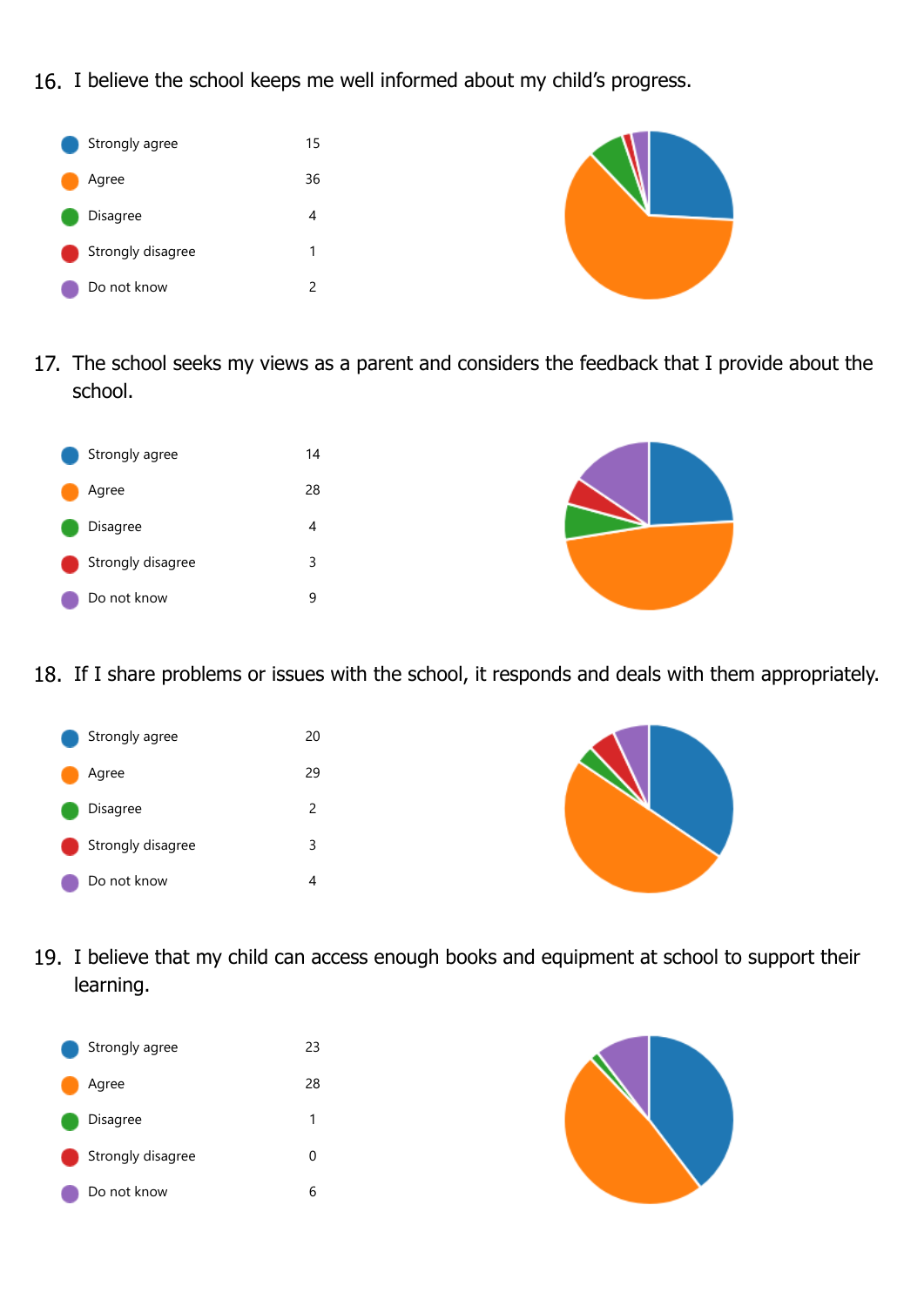16. I believe the school keeps me well informed about my child's progress.

| Response | Count |
|---|---|
| Strongly agree | 15 |
| Agree | 36 |
| Disagree | 4 |
| Strongly disagree | 1 |
| Do not know | 2 |

17. The school seeks my views as a parent and considers the feedback that I provide about the school.

| Response | Count |
|---|---|
| Strongly agree | 14 |
| Agree | 28 |
| Disagree | 4 |
| Strongly disagree | 3 |
| Do not know | 9 |

18. If I share problems or issues with the school, it responds and deals with them appropriately.

| Response | Count |
|---|---|
| Strongly agree | 20 |
| Agree | 29 |
| Disagree | 2 |
| Strongly disagree | 3 |
| Do not know | 4 |

19. I believe that my child can access enough books and equipment at school to support their learning.

| Response | Count |
|---|---|
| Strongly agree | 23 |
| Agree | 28 |
| Disagree | 1 |
| Strongly disagree | 0 |
| Do not know | 6 |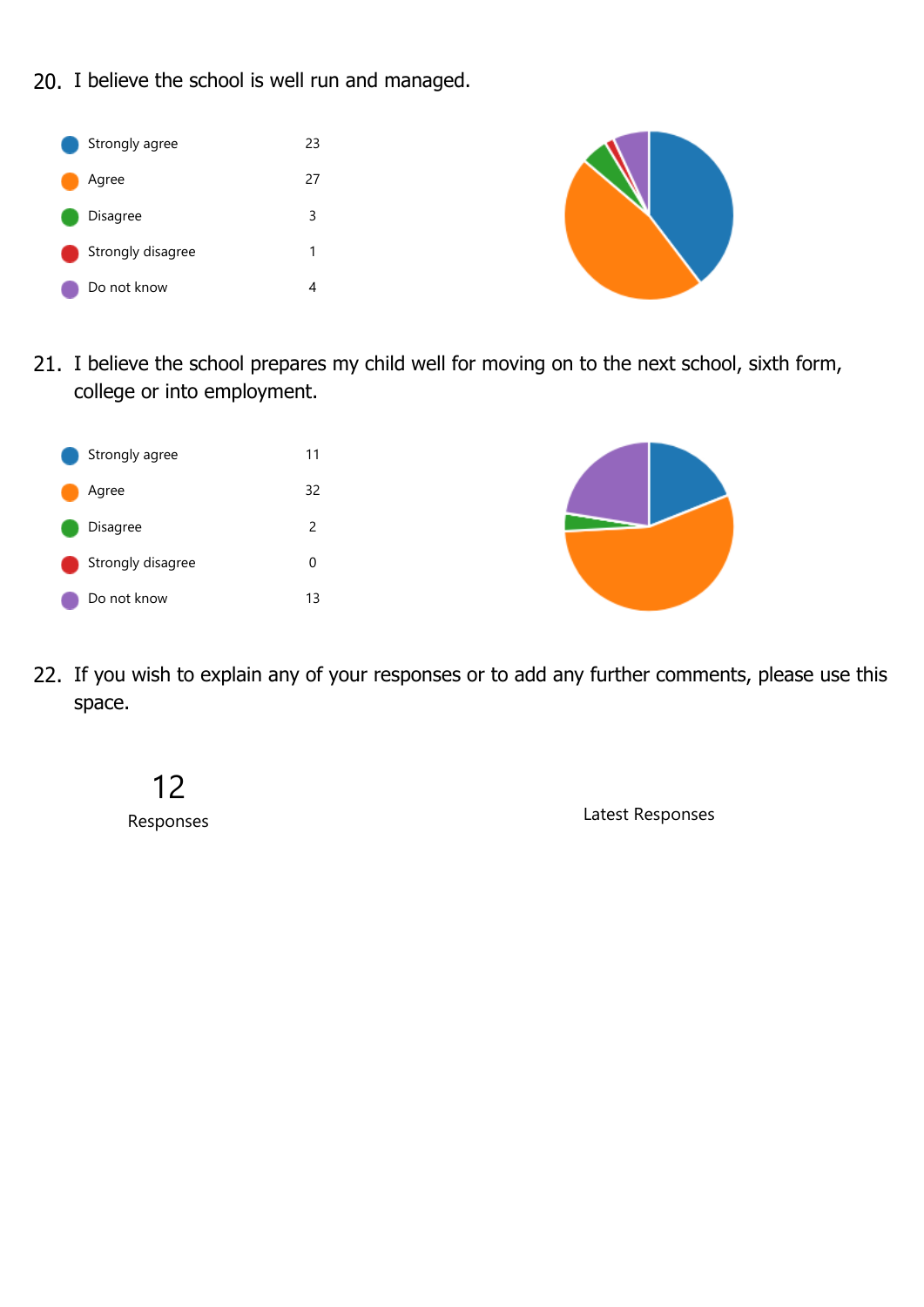20. I believe the school is well run and managed.

Strongly agree 23
Agree 27
Disagree 3
Strongly disagree 1
Do not know 4

21. I believe the school prepares my child well for moving on to the next school, sixth form, college or into employment.

Strongly agree 11
Agree 32
Disagree 2
Strongly disagree 0
Do not know 13

22. If you wish to explain any of your responses or to add any further comments, please use this space.

12
Responses

Latest Responses